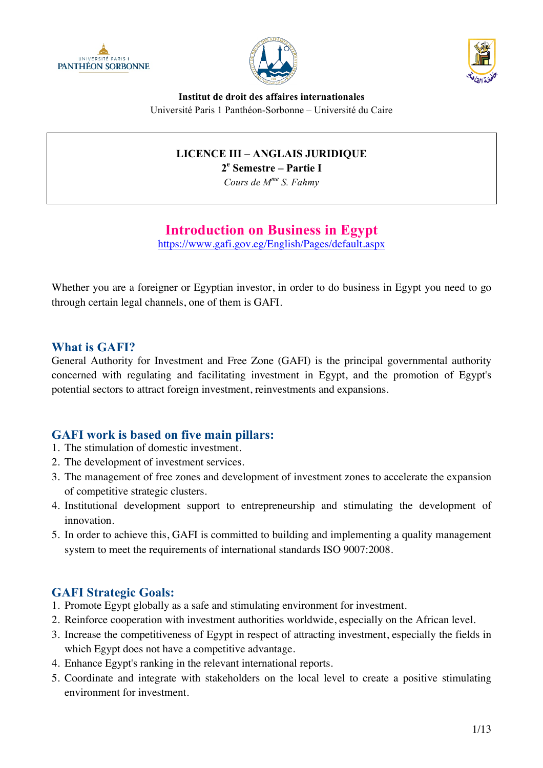**Institut de droit des affaires internationales**
Université Paris 1 Panthéon-Sorbonne – Université du Caire

**LICENCE III – ANGLAIS JURIDIQUE**
**2e Semestre – Partie I**
*Cours de Mme S. Fahmy*

# Introduction on Business in Egypt

https://www.gafi.gov.eg/English/Pages/default.aspx

Whether you are a foreigner or Egyptian investor, in order to do business in Egypt you need to go through certain legal channels, one of them is GAFI.

## What is GAFI?

General Authority for Investment and Free Zone (GAFI) is the principal governmental authority concerned with regulating and facilitating investment in Egypt, and the promotion of Egypt's potential sectors to attract foreign investment, reinvestments and expansions.

## GAFI work is based on five main pillars:

1. The stimulation of domestic investment.
2. The development of investment services.
3. The management of free zones and development of investment zones to accelerate the expansion of competitive strategic clusters.
4. Institutional development support to entrepreneurship and stimulating the development of innovation.
5. In order to achieve this, GAFI is committed to building and implementing a quality management system to meet the requirements of international standards ISO 9007:2008.

## GAFI Strategic Goals:

1. Promote Egypt globally as a safe and stimulating environment for investment.
2. Reinforce cooperation with investment authorities worldwide, especially on the African level.
3. Increase the competitiveness of Egypt in respect of attracting investment, especially the fields in which Egypt does not have a competitive advantage.
4. Enhance Egypt's ranking in the relevant international reports.
5. Coordinate and integrate with stakeholders on the local level to create a positive stimulating environment for investment.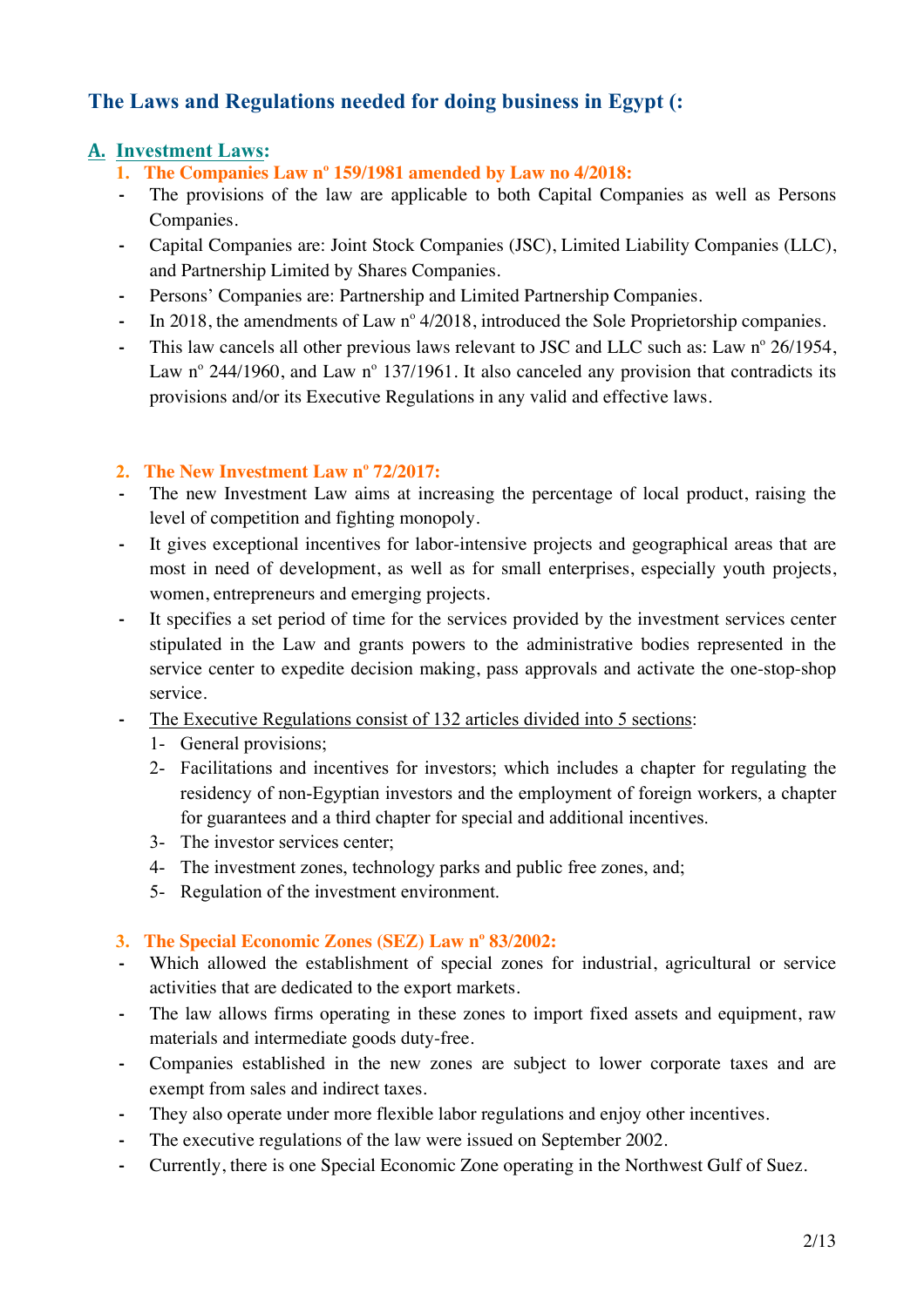## The Laws and Regulations needed for doing business in Egypt (:

### A. Investment Laws:

#### 1. The Companies Law nº 159/1981 amended by Law no 4/2018:

- The provisions of the law are applicable to both Capital Companies as well as Persons Companies.
- Capital Companies are: Joint Stock Companies (JSC), Limited Liability Companies (LLC), and Partnership Limited by Shares Companies.
- Persons' Companies are: Partnership and Limited Partnership Companies.
- In 2018, the amendments of Law nº 4/2018, introduced the Sole Proprietorship companies.
- This law cancels all other previous laws relevant to JSC and LLC such as: Law nº 26/1954, Law nº 244/1960, and Law nº 137/1961. It also canceled any provision that contradicts its provisions and/or its Executive Regulations in any valid and effective laws.

#### 2. The New Investment Law nº 72/2017:

- The new Investment Law aims at increasing the percentage of local product, raising the level of competition and fighting monopoly.
- It gives exceptional incentives for labor-intensive projects and geographical areas that are most in need of development, as well as for small enterprises, especially youth projects, women, entrepreneurs and emerging projects.
- It specifies a set period of time for the services provided by the investment services center stipulated in the Law and grants powers to the administrative bodies represented in the service center to expedite decision making, pass approvals and activate the one-stop-shop service.
- The Executive Regulations consist of 132 articles divided into 5 sections:
  1. General provisions;
  2. Facilitations and incentives for investors; which includes a chapter for regulating the residency of non-Egyptian investors and the employment of foreign workers, a chapter for guarantees and a third chapter for special and additional incentives.
  3. The investor services center;
  4. The investment zones, technology parks and public free zones, and;
  5. Regulation of the investment environment.

#### 3. The Special Economic Zones (SEZ) Law nº 83/2002:

- Which allowed the establishment of special zones for industrial, agricultural or service activities that are dedicated to the export markets.
- The law allows firms operating in these zones to import fixed assets and equipment, raw materials and intermediate goods duty-free.
- Companies established in the new zones are subject to lower corporate taxes and are exempt from sales and indirect taxes.
- They also operate under more flexible labor regulations and enjoy other incentives.
- The executive regulations of the law were issued on September 2002.
- Currently, there is one Special Economic Zone operating in the Northwest Gulf of Suez.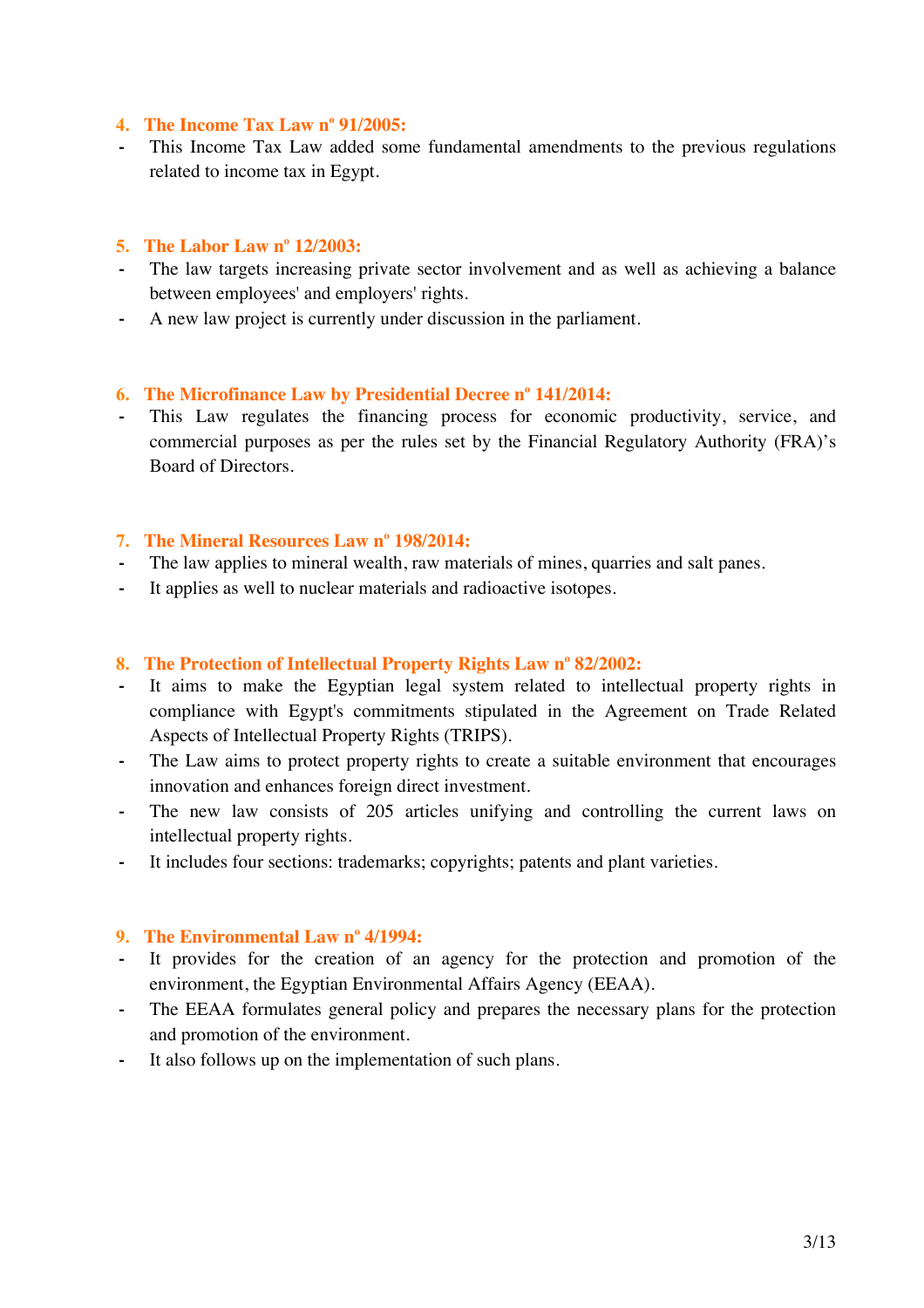4. **The Income Tax Law nº 91/2005:**

- This Income Tax Law added some fundamental amendments to the previous regulations related to income tax in Egypt.

5. **The Labor Law nº 12/2003:**

- The law targets increasing private sector involvement and as well as achieving a balance between employees' and employers' rights.
- A new law project is currently under discussion in the parliament.

6. **The Microfinance Law by Presidential Decree nº 141/2014:**

- This Law regulates the financing process for economic productivity, service, and commercial purposes as per the rules set by the Financial Regulatory Authority (FRA)'s Board of Directors.

7. **The Mineral Resources Law nº 198/2014:**

- The law applies to mineral wealth, raw materials of mines, quarries and salt panes.
- It applies as well to nuclear materials and radioactive isotopes.

8. **The Protection of Intellectual Property Rights Law nº 82/2002:**

- It aims to make the Egyptian legal system related to intellectual property rights in compliance with Egypt's commitments stipulated in the Agreement on Trade Related Aspects of Intellectual Property Rights (TRIPS).
- The Law aims to protect property rights to create a suitable environment that encourages innovation and enhances foreign direct investment.
- The new law consists of 205 articles unifying and controlling the current laws on intellectual property rights.
- It includes four sections: trademarks; copyrights; patents and plant varieties.

9. **The Environmental Law nº 4/1994:**

- It provides for the creation of an agency for the protection and promotion of the environment, the Egyptian Environmental Affairs Agency (EEAA).
- The EEAA formulates general policy and prepares the necessary plans for the protection and promotion of the environment.
- It also follows up on the implementation of such plans.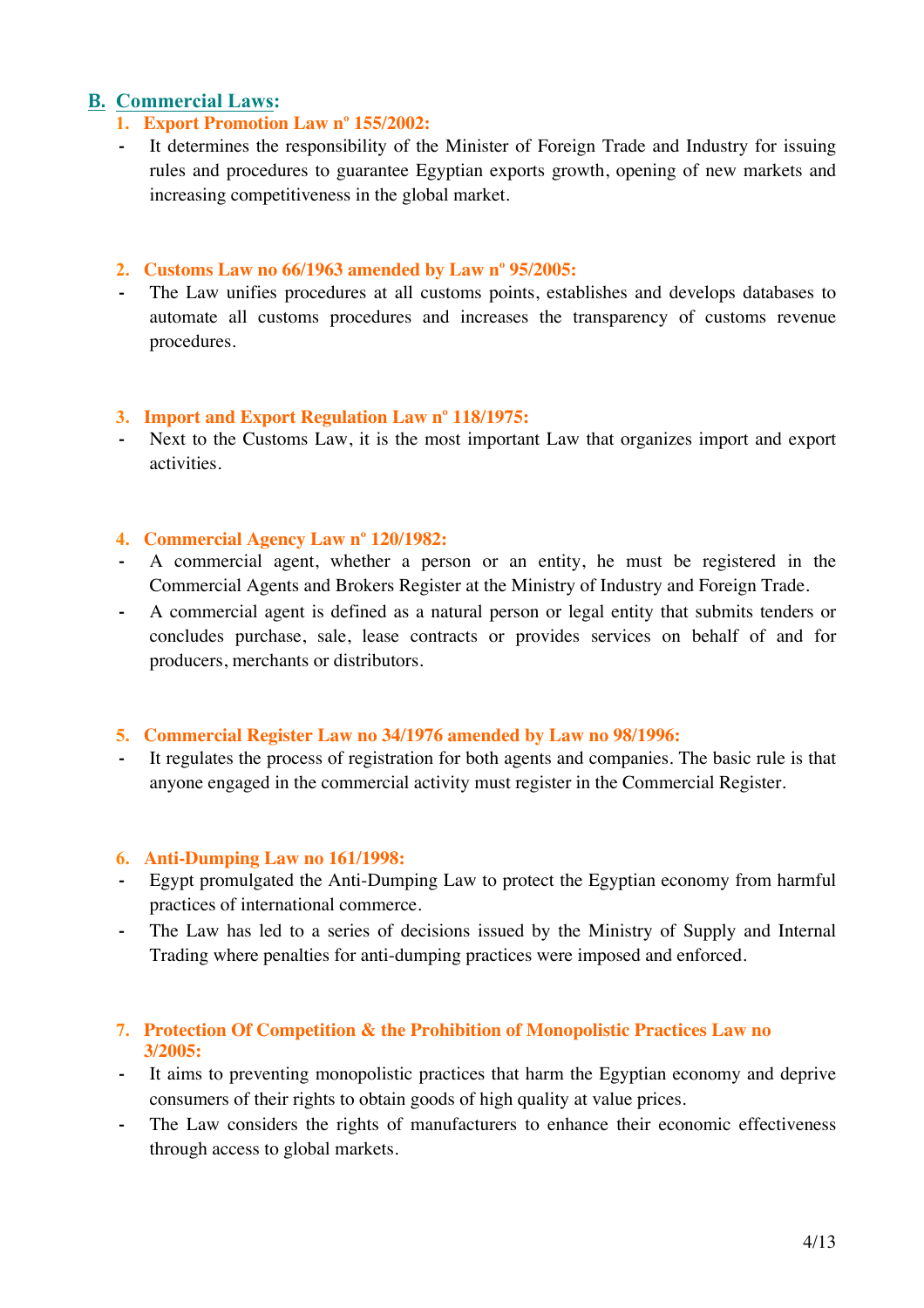## B. Commercial Laws:

### 1. Export Promotion Law nº 155/2002:

- It determines the responsibility of the Minister of Foreign Trade and Industry for issuing rules and procedures to guarantee Egyptian exports growth, opening of new markets and increasing competitiveness in the global market.

### 2. Customs Law no 66/1963 amended by Law nº 95/2005:

- The Law unifies procedures at all customs points, establishes and develops databases to automate all customs procedures and increases the transparency of customs revenue procedures.

### 3. Import and Export Regulation Law nº 118/1975:

- Next to the Customs Law, it is the most important Law that organizes import and export activities.

### 4. Commercial Agency Law nº 120/1982:

- A commercial agent, whether a person or an entity, he must be registered in the Commercial Agents and Brokers Register at the Ministry of Industry and Foreign Trade.
- A commercial agent is defined as a natural person or legal entity that submits tenders or concludes purchase, sale, lease contracts or provides services on behalf of and for producers, merchants or distributors.

### 5. Commercial Register Law no 34/1976 amended by Law no 98/1996:

- It regulates the process of registration for both agents and companies. The basic rule is that anyone engaged in the commercial activity must register in the Commercial Register.

### 6. Anti-Dumping Law no 161/1998:

- Egypt promulgated the Anti-Dumping Law to protect the Egyptian economy from harmful practices of international commerce.
- The Law has led to a series of decisions issued by the Ministry of Supply and Internal Trading where penalties for anti-dumping practices were imposed and enforced.

### 7. Protection Of Competition & the Prohibition of Monopolistic Practices Law no 3/2005:

- It aims to preventing monopolistic practices that harm the Egyptian economy and deprive consumers of their rights to obtain goods of high quality at value prices.
- The Law considers the rights of manufacturers to enhance their economic effectiveness through access to global markets.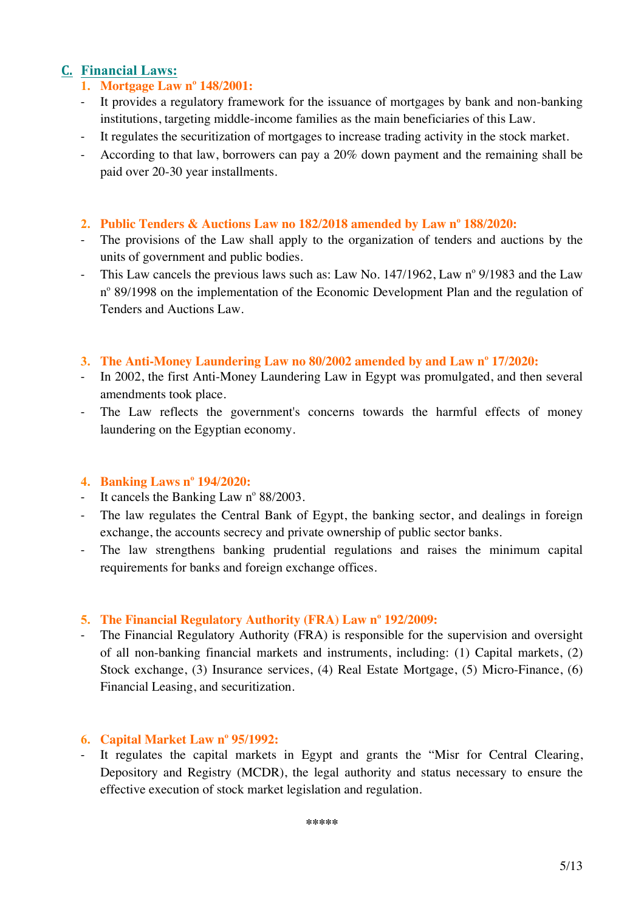## C. Financial Laws:

### 1. Mortgage Law nº 148/2001:

- It provides a regulatory framework for the issuance of mortgages by bank and non-banking institutions, targeting middle-income families as the main beneficiaries of this Law.
- It regulates the securitization of mortgages to increase trading activity in the stock market.
- According to that law, borrowers can pay a 20% down payment and the remaining shall be paid over 20-30 year installments.

### 2. Public Tenders & Auctions Law no 182/2018 amended by Law nº 188/2020:

- The provisions of the Law shall apply to the organization of tenders and auctions by the units of government and public bodies.
- This Law cancels the previous laws such as: Law No. 147/1962, Law nº 9/1983 and the Law nº 89/1998 on the implementation of the Economic Development Plan and the regulation of Tenders and Auctions Law.

### 3. The Anti-Money Laundering Law no 80/2002 amended by and Law nº 17/2020:

- In 2002, the first Anti-Money Laundering Law in Egypt was promulgated, and then several amendments took place.
- The Law reflects the government's concerns towards the harmful effects of money laundering on the Egyptian economy.

### 4. Banking Laws nº 194/2020:

- It cancels the Banking Law nº 88/2003.
- The law regulates the Central Bank of Egypt, the banking sector, and dealings in foreign exchange, the accounts secrecy and private ownership of public sector banks.
- The law strengthens banking prudential regulations and raises the minimum capital requirements for banks and foreign exchange offices.

### 5. The Financial Regulatory Authority (FRA) Law nº 192/2009:

- The Financial Regulatory Authority (FRA) is responsible for the supervision and oversight of all non-banking financial markets and instruments, including: (1) Capital markets, (2) Stock exchange, (3) Insurance services, (4) Real Estate Mortgage, (5) Micro-Finance, (6) Financial Leasing, and securitization.

### 6. Capital Market Law nº 95/1992:

- It regulates the capital markets in Egypt and grants the "Misr for Central Clearing, Depository and Registry (MCDR), the legal authority and status necessary to ensure the effective execution of stock market legislation and regulation.

*****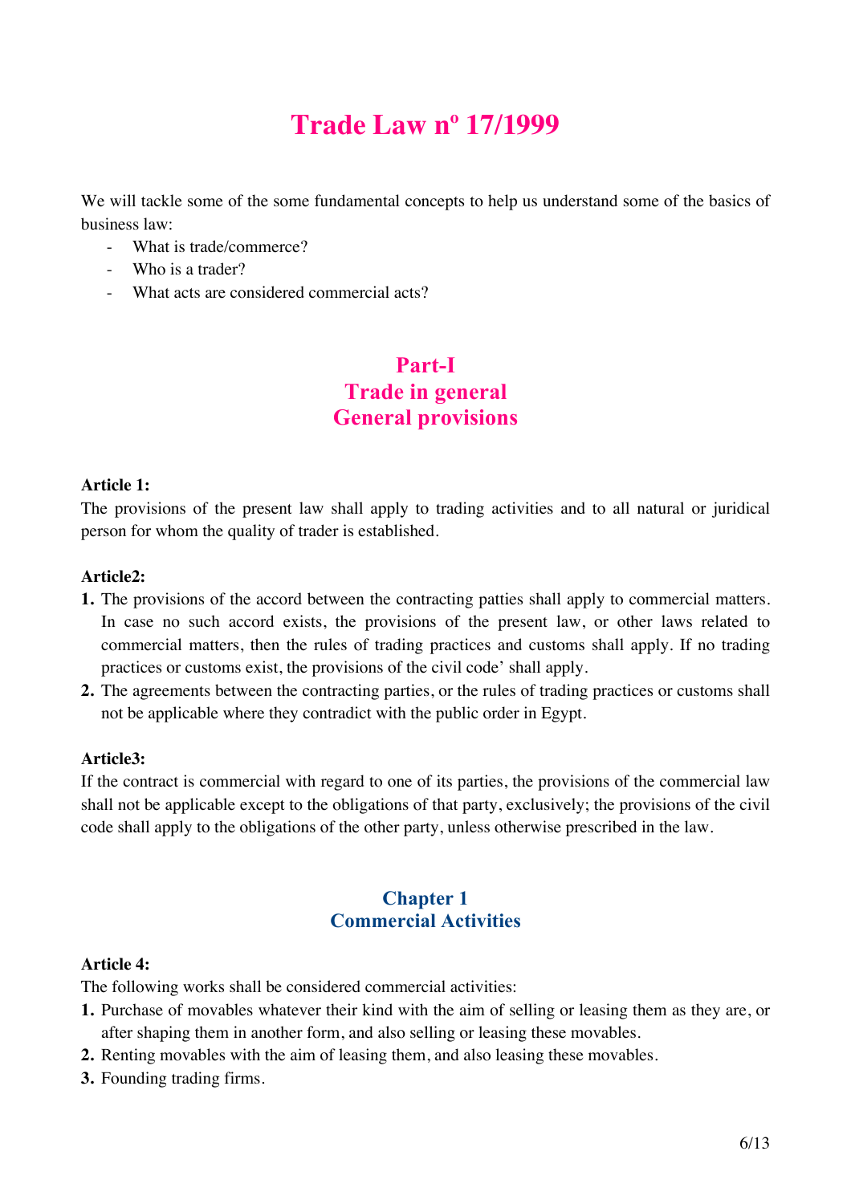# Trade Law nº 17/1999

We will tackle some of the some fundamental concepts to help us understand some of the basics of business law:

- What is trade/commerce?
- Who is a trader?
- What acts are considered commercial acts?

## Part-I
## Trade in general
## General provisions

**Article 1:**

The provisions of the present law shall apply to trading activities and to all natural or juridical person for whom the quality of trader is established.

**Article2:**

1. The provisions of the accord between the contracting patties shall apply to commercial matters. In case no such accord exists, the provisions of the present law, or other laws related to commercial matters, then the rules of trading practices and customs shall apply. If no trading practices or customs exist, the provisions of the civil code' shall apply.
2. The agreements between the contracting parties, or the rules of trading practices or customs shall not be applicable where they contradict with the public order in Egypt.

**Article3:**

If the contract is commercial with regard to one of its parties, the provisions of the commercial law shall not be applicable except to the obligations of that party, exclusively; the provisions of the civil code shall apply to the obligations of the other party, unless otherwise prescribed in the law.

### Chapter 1
### Commercial Activities

**Article 4:**

The following works shall be considered commercial activities:

1. Purchase of movables whatever their kind with the aim of selling or leasing them as they are, or after shaping them in another form, and also selling or leasing these movables.
2. Renting movables with the aim of leasing them, and also leasing these movables.
3. Founding trading firms.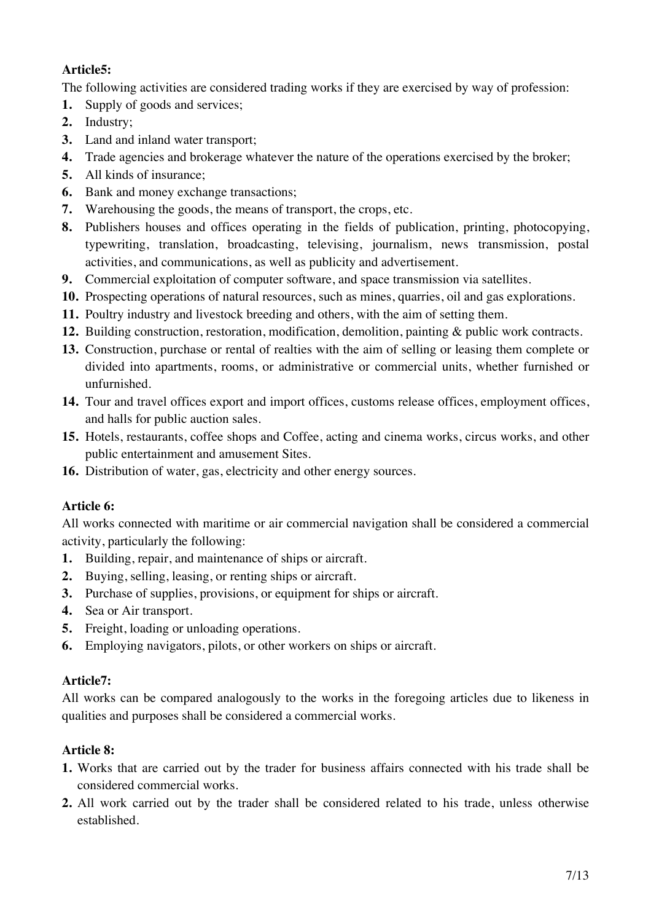**Article5:**

The following activities are considered trading works if they are exercised by way of profession:

1. Supply of goods and services;
2. Industry;
3. Land and inland water transport;
4. Trade agencies and brokerage whatever the nature of the operations exercised by the broker;
5. All kinds of insurance;
6. Bank and money exchange transactions;
7. Warehousing the goods, the means of transport, the crops, etc.
8. Publishers houses and offices operating in the fields of publication, printing, photocopying, typewriting, translation, broadcasting, televising, journalism, news transmission, postal activities, and communications, as well as publicity and advertisement.
9. Commercial exploitation of computer software, and space transmission via satellites.
10. Prospecting operations of natural resources, such as mines, quarries, oil and gas explorations.
11. Poultry industry and livestock breeding and others, with the aim of setting them.
12. Building construction, restoration, modification, demolition, painting & public work contracts.
13. Construction, purchase or rental of realties with the aim of selling or leasing them complete or divided into apartments, rooms, or administrative or commercial units, whether furnished or unfurnished.
14. Tour and travel offices export and import offices, customs release offices, employment offices, and halls for public auction sales.
15. Hotels, restaurants, coffee shops and Coffee, acting and cinema works, circus works, and other public entertainment and amusement Sites.
16. Distribution of water, gas, electricity and other energy sources.

**Article 6:**

All works connected with maritime or air commercial navigation shall be considered a commercial activity, particularly the following:

1. Building, repair, and maintenance of ships or aircraft.
2. Buying, selling, leasing, or renting ships or aircraft.
3. Purchase of supplies, provisions, or equipment for ships or aircraft.
4. Sea or Air transport.
5. Freight, loading or unloading operations.
6. Employing navigators, pilots, or other workers on ships or aircraft.

**Article7:**

All works can be compared analogously to the works in the foregoing articles due to likeness in qualities and purposes shall be considered a commercial works.

**Article 8:**

1. Works that are carried out by the trader for business affairs connected with his trade shall be considered commercial works.
2. All work carried out by the trader shall be considered related to his trade, unless otherwise established.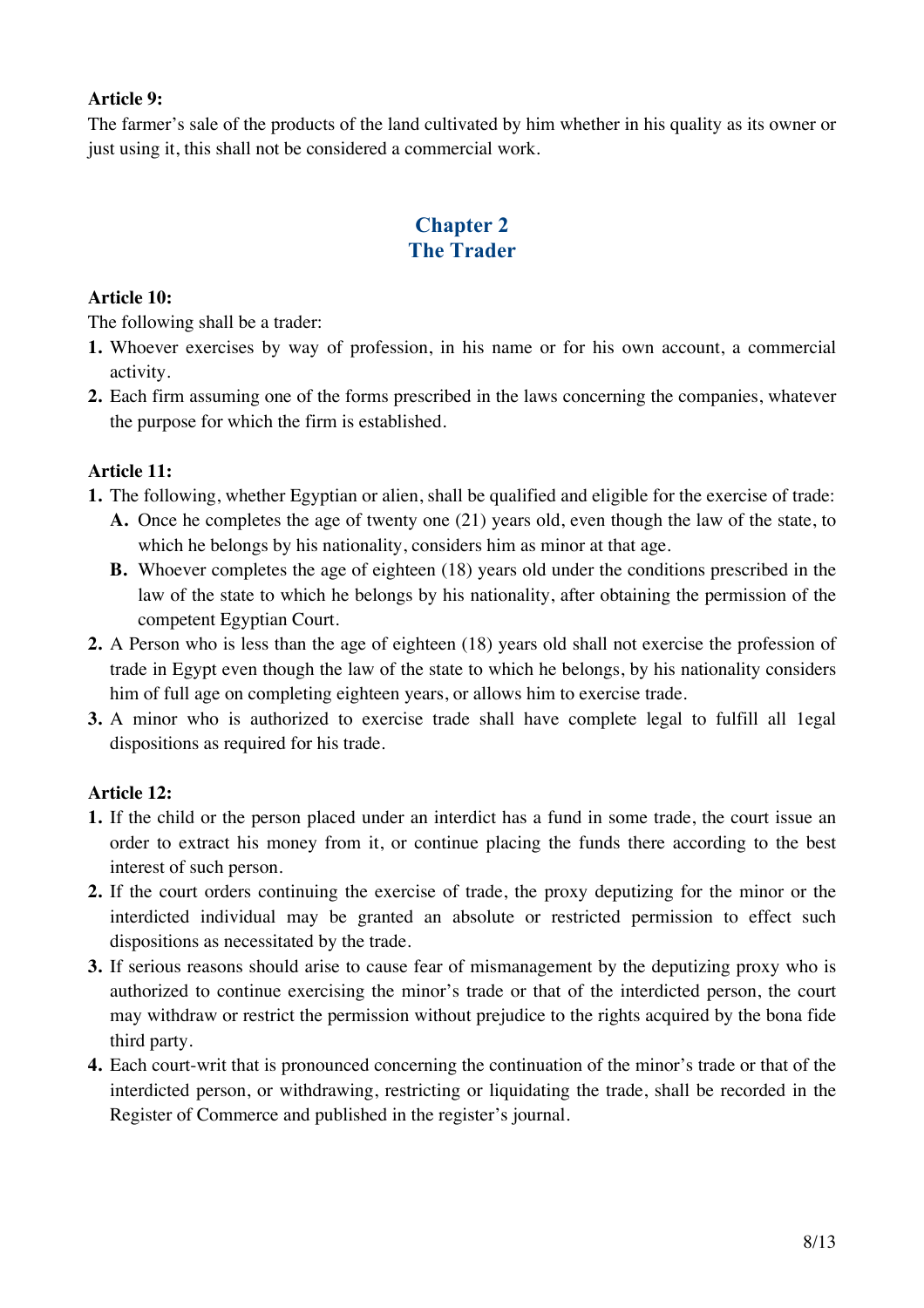**Article 9:**

The farmer's sale of the products of the land cultivated by him whether in his quality as its owner or just using it, this shall not be considered a commercial work.

## Chapter 2
## The Trader

**Article 10:**

The following shall be a trader:

1. Whoever exercises by way of profession, in his name or for his own account, a commercial activity.
2. Each firm assuming one of the forms prescribed in the laws concerning the companies, whatever the purpose for which the firm is established.

**Article 11:**

1. The following, whether Egyptian or alien, shall be qualified and eligible for the exercise of trade:
   - **A.** Once he completes the age of twenty one (21) years old, even though the law of the state, to which he belongs by his nationality, considers him as minor at that age.
   - **B.** Whoever completes the age of eighteen (18) years old under the conditions prescribed in the law of the state to which he belongs by his nationality, after obtaining the permission of the competent Egyptian Court.
2. A Person who is less than the age of eighteen (18) years old shall not exercise the profession of trade in Egypt even though the law of the state to which he belongs, by his nationality considers him of full age on completing eighteen years, or allows him to exercise trade.
3. A minor who is authorized to exercise trade shall have complete legal to fulfill all 1egal dispositions as required for his trade.

**Article 12:**

1. If the child or the person placed under an interdict has a fund in some trade, the court issue an order to extract his money from it, or continue placing the funds there according to the best interest of such person.
2. If the court orders continuing the exercise of trade, the proxy deputizing for the minor or the interdicted individual may be granted an absolute or restricted permission to effect such dispositions as necessitated by the trade.
3. If serious reasons should arise to cause fear of mismanagement by the deputizing proxy who is authorized to continue exercising the minor's trade or that of the interdicted person, the court may withdraw or restrict the permission without prejudice to the rights acquired by the bona fide third party.
4. Each court-writ that is pronounced concerning the continuation of the minor's trade or that of the interdicted person, or withdrawing, restricting or liquidating the trade, shall be recorded in the Register of Commerce and published in the register's journal.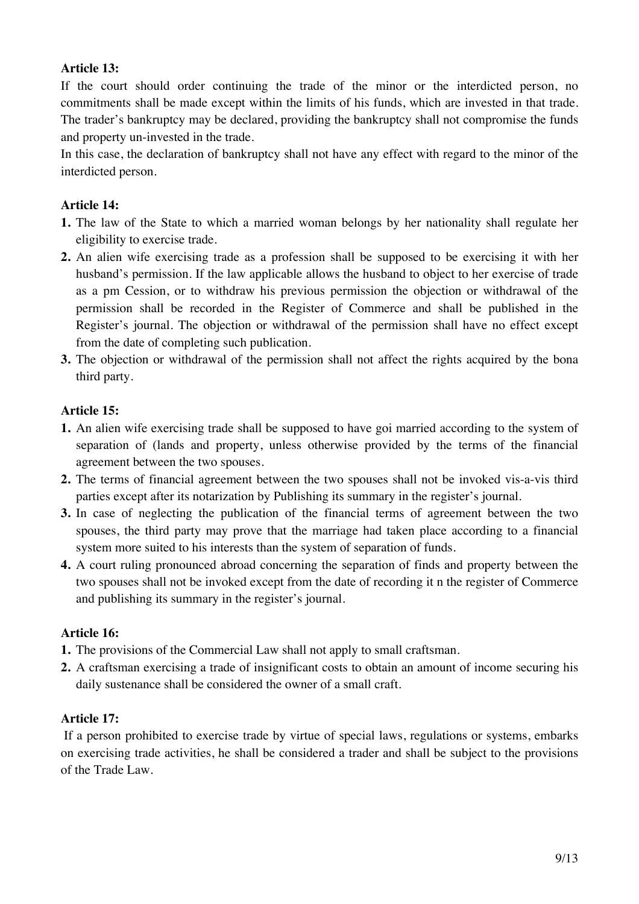**Article 13:**

If the court should order continuing the trade of the minor or the interdicted person, no commitments shall be made except within the limits of his funds, which are invested in that trade. The trader's bankruptcy may be declared, providing the bankruptcy shall not compromise the funds and property un-invested in the trade.

In this case, the declaration of bankruptcy shall not have any effect with regard to the minor of the interdicted person.

**Article 14:**

1. The law of the State to which a married woman belongs by her nationality shall regulate her eligibility to exercise trade.
2. An alien wife exercising trade as a profession shall be supposed to be exercising it with her husband's permission. If the law applicable allows the husband to object to her exercise of trade as a pm Cession, or to withdraw his previous permission the objection or withdrawal of the permission shall be recorded in the Register of Commerce and shall be published in the Register's journal. The objection or withdrawal of the permission shall have no effect except from the date of completing such publication.
3. The objection or withdrawal of the permission shall not affect the rights acquired by the bona third party.

**Article 15:**

1. An alien wife exercising trade shall be supposed to have goi married according to the system of separation of (lands and property, unless otherwise provided by the terms of the financial agreement between the two spouses.
2. The terms of financial agreement between the two spouses shall not be invoked vis-a-vis third parties except after its notarization by Publishing its summary in the register's journal.
3. In case of neglecting the publication of the financial terms of agreement between the two spouses, the third party may prove that the marriage had taken place according to a financial system more suited to his interests than the system of separation of funds.
4. A court ruling pronounced abroad concerning the separation of finds and property between the two spouses shall not be invoked except from the date of recording it n the register of Commerce and publishing its summary in the register's journal.

**Article 16:**

1. The provisions of the Commercial Law shall not apply to small craftsman.
2. A craftsman exercising a trade of insignificant costs to obtain an amount of income securing his daily sustenance shall be considered the owner of a small craft.

**Article 17:**

If a person prohibited to exercise trade by virtue of special laws, regulations or systems, embarks on exercising trade activities, he shall be considered a trader and shall be subject to the provisions of the Trade Law.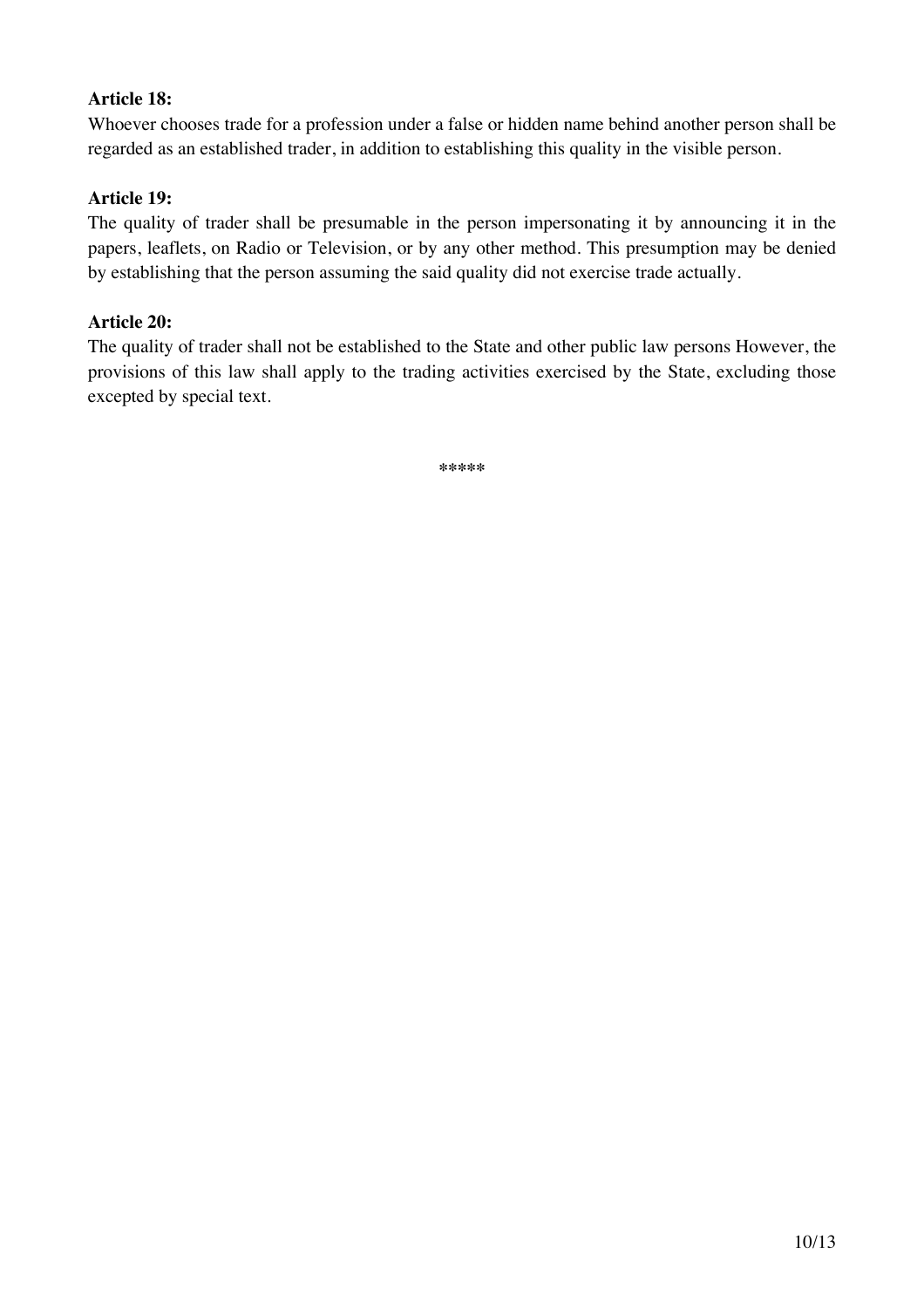**Article 18:**

Whoever chooses trade for a profession under a false or hidden name behind another person shall be regarded as an established trader, in addition to establishing this quality in the visible person.

**Article 19:**

The quality of trader shall be presumable in the person impersonating it by announcing it in the papers, leaflets, on Radio or Television, or by any other method. This presumption may be denied by establishing that the person assuming the said quality did not exercise trade actually.

**Article 20:**

The quality of trader shall not be established to the State and other public law persons However, the provisions of this law shall apply to the trading activities exercised by the State, excluding those excepted by special text.

*****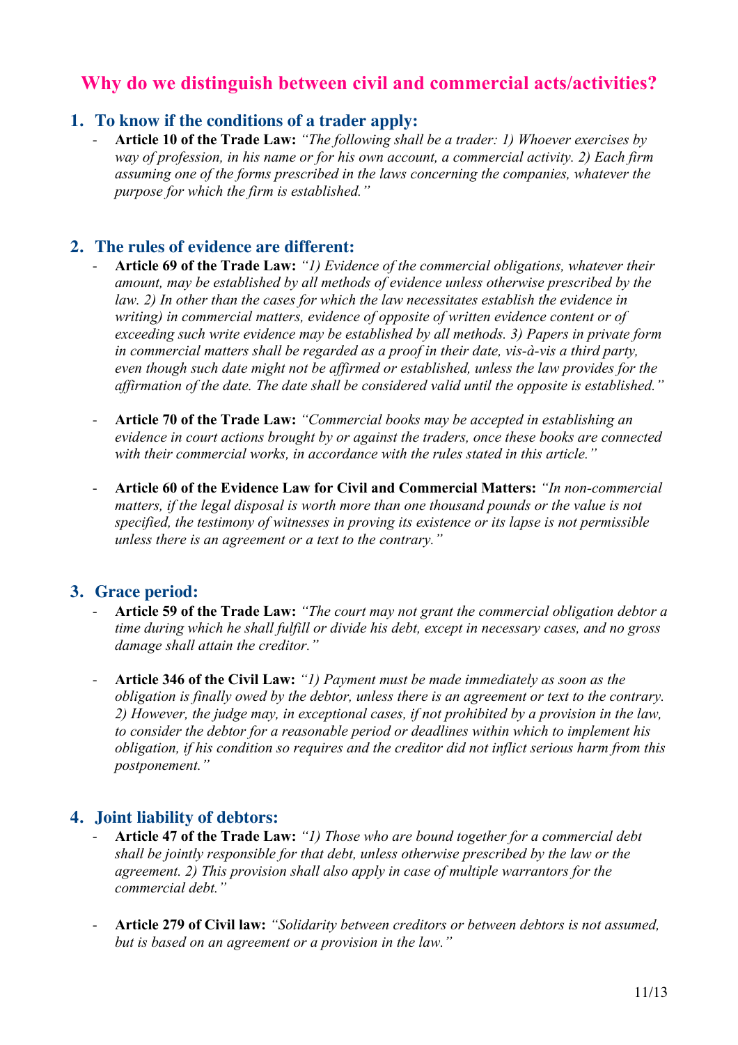## Why do we distinguish between civil and commercial acts/activities?

### 1. To know if the conditions of a trader apply:

- **Article 10 of the Trade Law:** *"The following shall be a trader: 1) Whoever exercises by way of profession, in his name or for his own account, a commercial activity. 2) Each firm assuming one of the forms prescribed in the laws concerning the companies, whatever the purpose for which the firm is established."*

### 2. The rules of evidence are different:

- **Article 69 of the Trade Law:** *"1) Evidence of the commercial obligations, whatever their amount, may be established by all methods of evidence unless otherwise prescribed by the law. 2) In other than the cases for which the law necessitates establish the evidence in writing) in commercial matters, evidence of opposite of written evidence content or of exceeding such write evidence may be established by all methods. 3) Papers in private form in commercial matters shall be regarded as a proof in their date, vis-à-vis a third party, even though such date might not be affirmed or established, unless the law provides for the affirmation of the date. The date shall be considered valid until the opposite is established."*

- **Article 70 of the Trade Law:** *"Commercial books may be accepted in establishing an evidence in court actions brought by or against the traders, once these books are connected with their commercial works, in accordance with the rules stated in this article."*

- **Article 60 of the Evidence Law for Civil and Commercial Matters:** *"In non-commercial matters, if the legal disposal is worth more than one thousand pounds or the value is not specified, the testimony of witnesses in proving its existence or its lapse is not permissible unless there is an agreement or a text to the contrary."*

### 3. Grace period:

- **Article 59 of the Trade Law:** *"The court may not grant the commercial obligation debtor a time during which he shall fulfill or divide his debt, except in necessary cases, and no gross damage shall attain the creditor."*

- **Article 346 of the Civil Law:** *"1) Payment must be made immediately as soon as the obligation is finally owed by the debtor, unless there is an agreement or text to the contrary. 2) However, the judge may, in exceptional cases, if not prohibited by a provision in the law, to consider the debtor for a reasonable period or deadlines within which to implement his obligation, if his condition so requires and the creditor did not inflict serious harm from this postponement."*

### 4. Joint liability of debtors:

- **Article 47 of the Trade Law:** *"1) Those who are bound together for a commercial debt shall be jointly responsible for that debt, unless otherwise prescribed by the law or the agreement. 2) This provision shall also apply in case of multiple warrantors for the commercial debt."*

- **Article 279 of Civil law:** *"Solidarity between creditors or between debtors is not assumed, but is based on an agreement or a provision in the law."*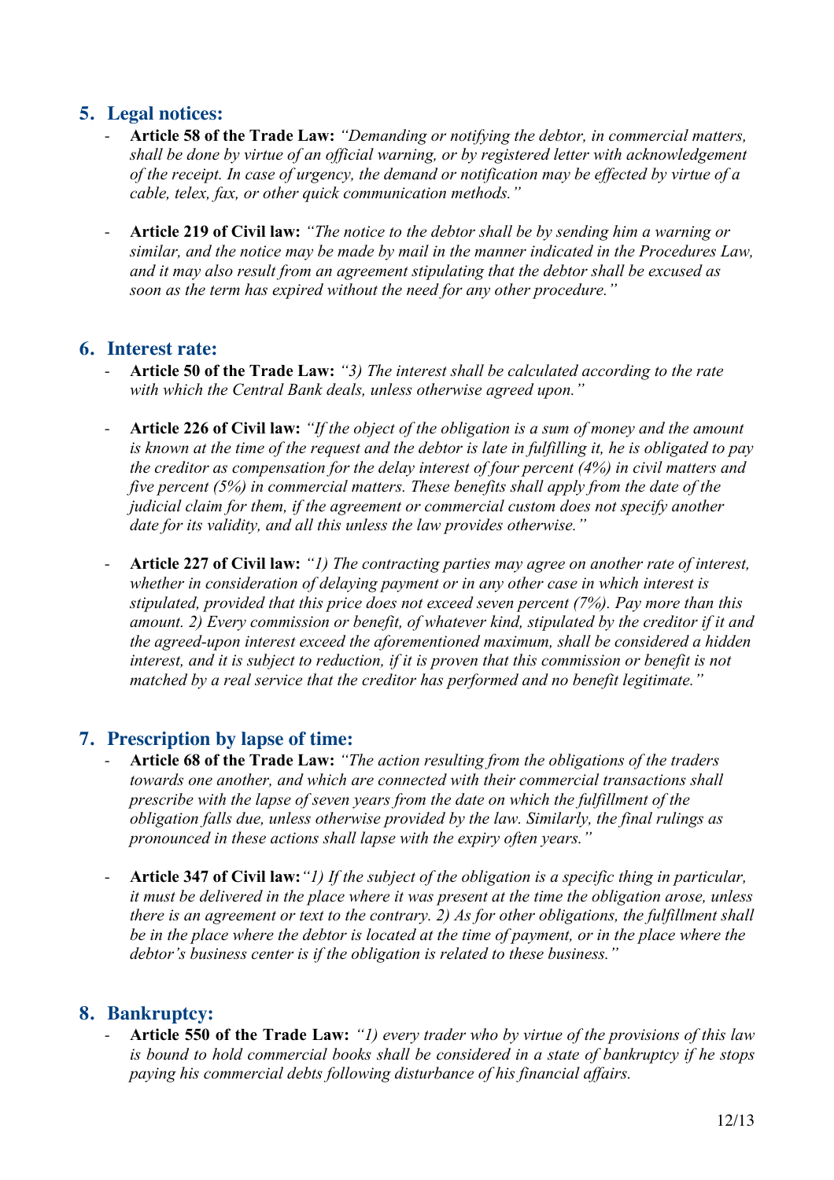## 5. Legal notices:

- **Article 58 of the Trade Law:** *"Demanding or notifying the debtor, in commercial matters, shall be done by virtue of an official warning, or by registered letter with acknowledgement of the receipt. In case of urgency, the demand or notification may be effected by virtue of a cable, telex, fax, or other quick communication methods."*

- **Article 219 of Civil law:** *"The notice to the debtor shall be by sending him a warning or similar, and the notice may be made by mail in the manner indicated in the Procedures Law, and it may also result from an agreement stipulating that the debtor shall be excused as soon as the term has expired without the need for any other procedure."*

## 6. Interest rate:

- **Article 50 of the Trade Law:** *"3) The interest shall be calculated according to the rate with which the Central Bank deals, unless otherwise agreed upon."*

- **Article 226 of Civil law:** *"If the object of the obligation is a sum of money and the amount is known at the time of the request and the debtor is late in fulfilling it, he is obligated to pay the creditor as compensation for the delay interest of four percent (4%) in civil matters and five percent (5%) in commercial matters. These benefits shall apply from the date of the judicial claim for them, if the agreement or commercial custom does not specify another date for its validity, and all this unless the law provides otherwise."*

- **Article 227 of Civil law:** *"1) The contracting parties may agree on another rate of interest, whether in consideration of delaying payment or in any other case in which interest is stipulated, provided that this price does not exceed seven percent (7%). Pay more than this amount. 2) Every commission or benefit, of whatever kind, stipulated by the creditor if it and the agreed-upon interest exceed the aforementioned maximum, shall be considered a hidden interest, and it is subject to reduction, if it is proven that this commission or benefit is not matched by a real service that the creditor has performed and no benefit legitimate."*

## 7. Prescription by lapse of time:

- **Article 68 of the Trade Law:** *"The action resulting from the obligations of the traders towards one another, and which are connected with their commercial transactions shall prescribe with the lapse of seven years from the date on which the fulfillment of the obligation falls due, unless otherwise provided by the law. Similarly, the final rulings as pronounced in these actions shall lapse with the expiry often years."*

- **Article 347 of Civil law:** *"1) If the subject of the obligation is a specific thing in particular, it must be delivered in the place where it was present at the time the obligation arose, unless there is an agreement or text to the contrary. 2) As for other obligations, the fulfillment shall be in the place where the debtor is located at the time of payment, or in the place where the debtor's business center is if the obligation is related to these business."*

## 8. Bankruptcy:

- **Article 550 of the Trade Law:** *"1) every trader who by virtue of the provisions of this law is bound to hold commercial books shall be considered in a state of bankruptcy if he stops paying his commercial debts following disturbance of his financial affairs.*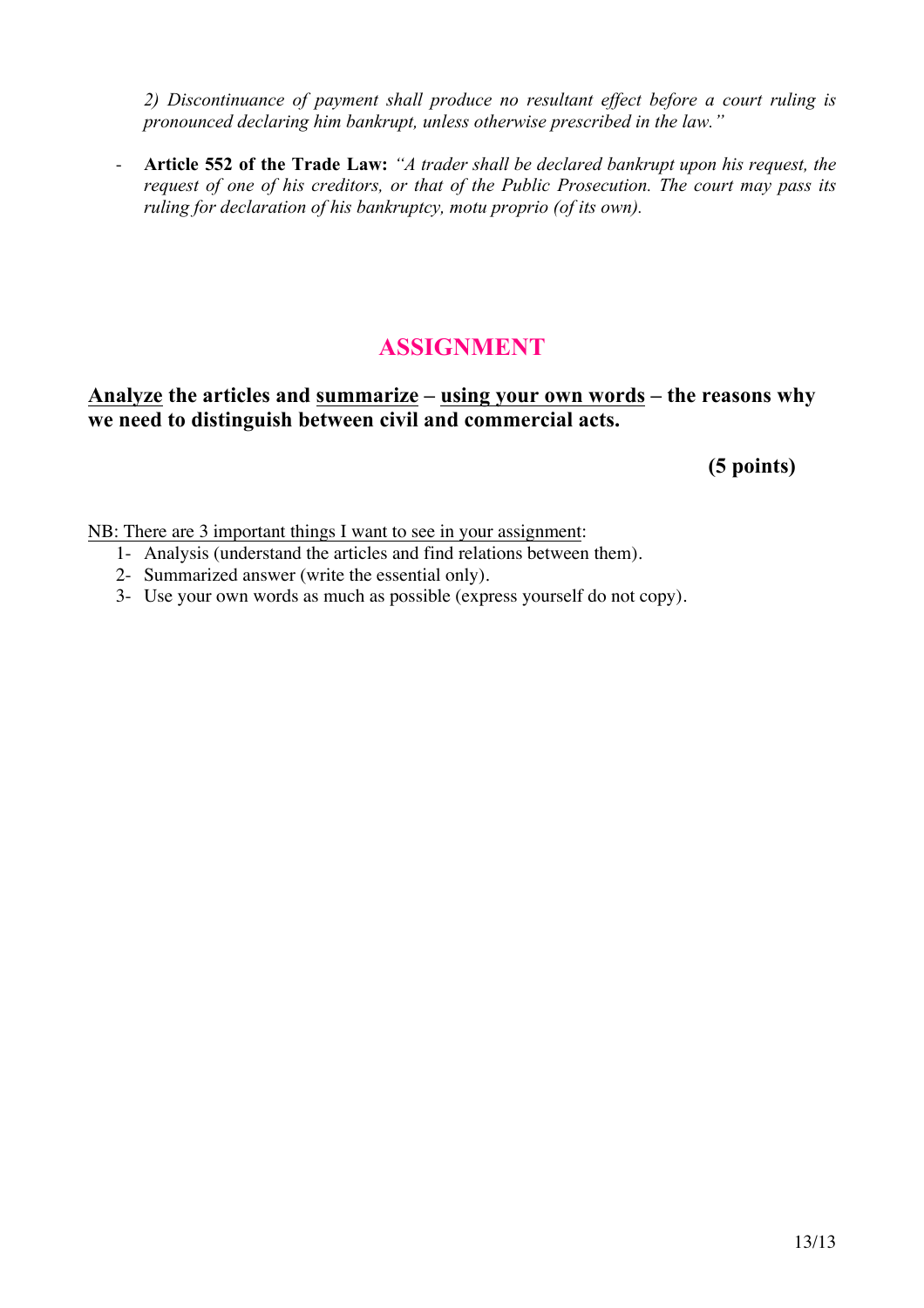*2) Discontinuance of payment shall produce no resultant effect before a court ruling is pronounced declaring him bankrupt, unless otherwise prescribed in the law."*

- **Article 552 of the Trade Law:** *"A trader shall be declared bankrupt upon his request, the request of one of his creditors, or that of the Public Prosecution. The court may pass its ruling for declaration of his bankruptcy, motu proprio (of its own).*

## ASSIGNMENT

**Analyze the articles and summarize – using your own words – the reasons why we need to distinguish between civil and commercial acts.**

**(5 points)**

NB: There are 3 important things I want to see in your assignment:

1- Analysis (understand the articles and find relations between them).
2- Summarized answer (write the essential only).
3- Use your own words as much as possible (express yourself do not copy).